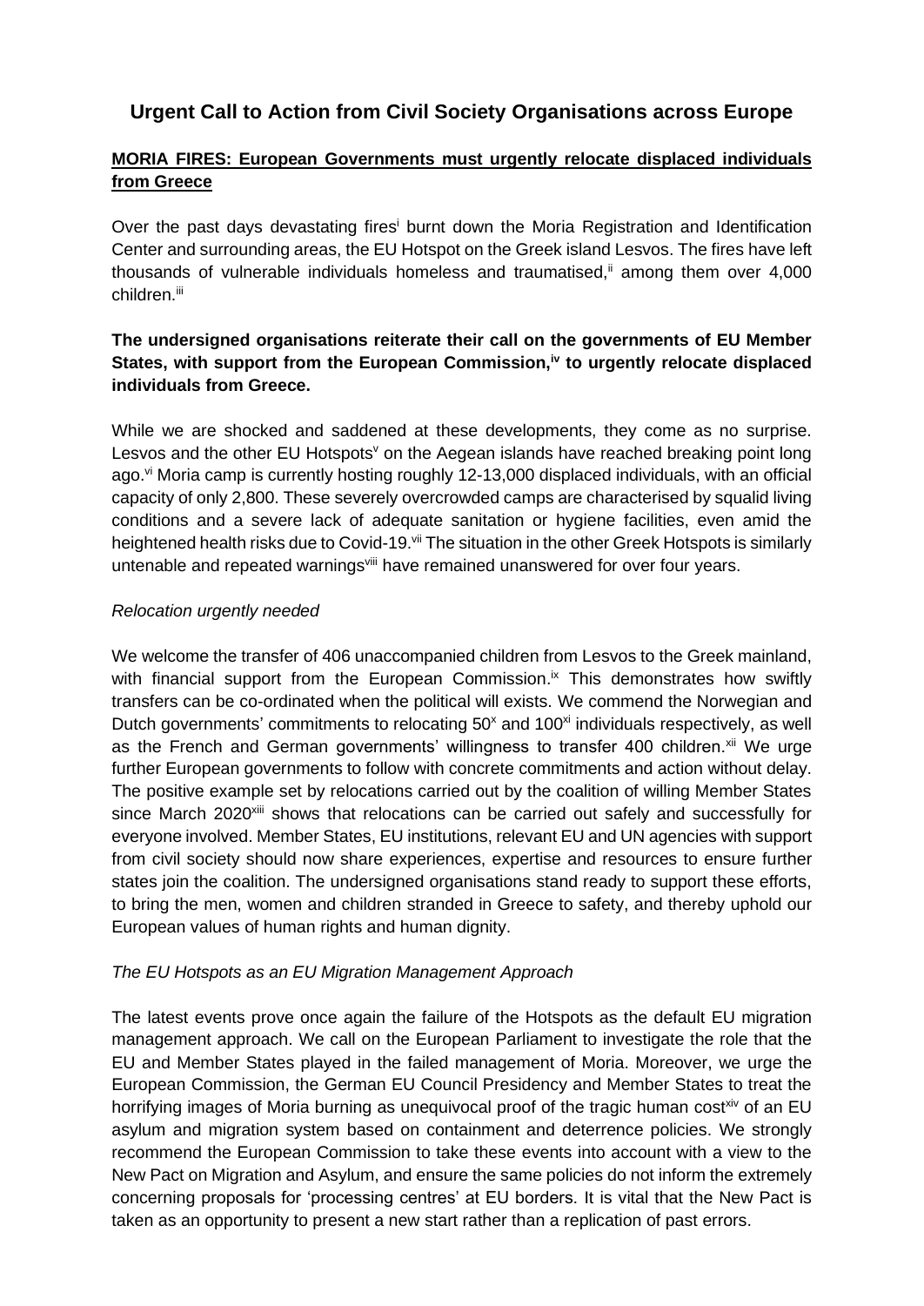# Urgent Call to Action from Civil Society Organisations across Europe

## MORIA FIRES: European Governments must urgently relocate displaced individuals from Greece

Over the past days devastating fires[i] burnt down the Moria Registration and Identification Center and surrounding areas, the EU Hotspot on the Greek island Lesvos. The fires have left thousands of vulnerable individuals homeless and traumatised,[ii] among them over 4,000 children.[iii]

**The undersigned organisations reiterate their call on the governments of EU Member States, with support from the European Commission,[iv] to urgently relocate displaced individuals from Greece.**

While we are shocked and saddened at these developments, they come as no surprise. Lesvos and the other EU Hotspots[v] on the Aegean islands have reached breaking point long ago.[vi] Moria camp is currently hosting roughly 12-13,000 displaced individuals, with an official capacity of only 2,800. These severely overcrowded camps are characterised by squalid living conditions and a severe lack of adequate sanitation or hygiene facilities, even amid the heightened health risks due to Covid-19.[vii] The situation in the other Greek Hotspots is similarly untenable and repeated warnings[viii] have remained unanswered for over four years.

*Relocation urgently needed*

We welcome the transfer of 406 unaccompanied children from Lesvos to the Greek mainland, with financial support from the European Commission.[ix] This demonstrates how swiftly transfers can be co-ordinated when the political will exists. We commend the Norwegian and Dutch governments' commitments to relocating 50[x] and 100[xi] individuals respectively, as well as the French and German governments' willingness to transfer 400 children.[xii] We urge further European governments to follow with concrete commitments and action without delay. The positive example set by relocations carried out by the coalition of willing Member States since March 2020[xiii] shows that relocations can be carried out safely and successfully for everyone involved. Member States, EU institutions, relevant EU and UN agencies with support from civil society should now share experiences, expertise and resources to ensure further states join the coalition. The undersigned organisations stand ready to support these efforts, to bring the men, women and children stranded in Greece to safety, and thereby uphold our European values of human rights and human dignity.

*The EU Hotspots as an EU Migration Management Approach*

The latest events prove once again the failure of the Hotspots as the default EU migration management approach. We call on the European Parliament to investigate the role that the EU and Member States played in the failed management of Moria. Moreover, we urge the European Commission, the German EU Council Presidency and Member States to treat the horrifying images of Moria burning as unequivocal proof of the tragic human cost[xiv] of an EU asylum and migration system based on containment and deterrence policies. We strongly recommend the European Commission to take these events into account with a view to the New Pact on Migration and Asylum, and ensure the same policies do not inform the extremely concerning proposals for 'processing centres' at EU borders. It is vital that the New Pact is taken as an opportunity to present a new start rather than a replication of past errors.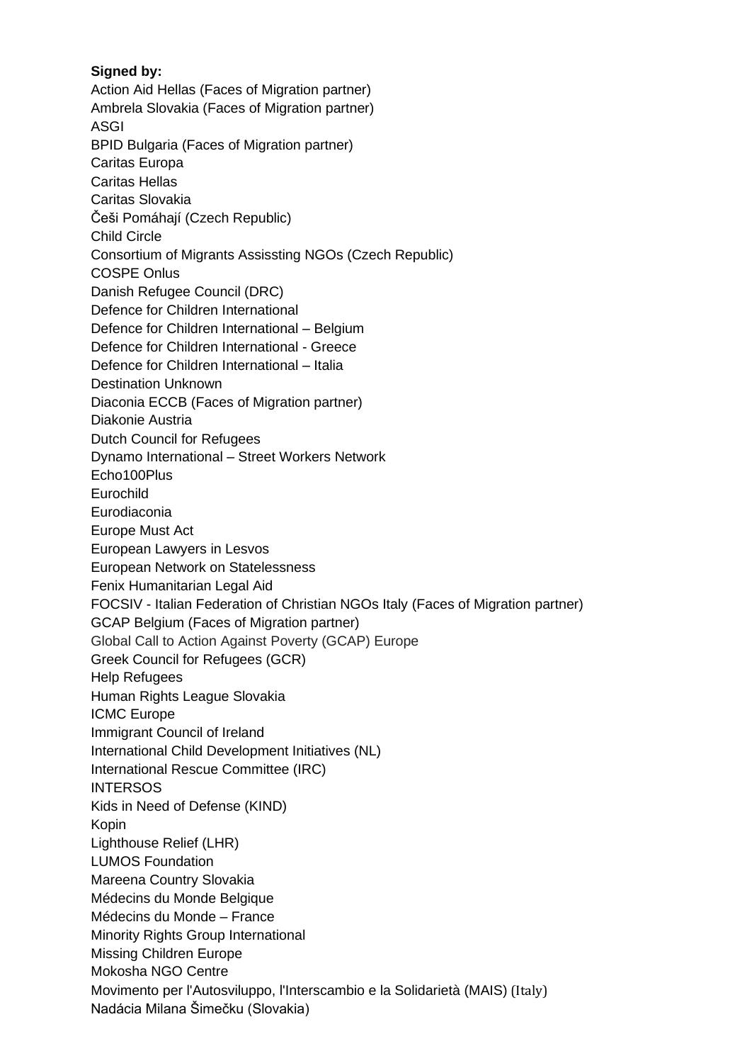**Signed by:**

Action Aid Hellas (Faces of Migration partner)
Ambrela Slovakia (Faces of Migration partner)
ASGI
BPID Bulgaria (Faces of Migration partner)
Caritas Europa
Caritas Hellas
Caritas Slovakia
Češi Pomáhají (Czech Republic)
Child Circle
Consortium of Migrants Assissting NGOs (Czech Republic)
COSPE Onlus
Danish Refugee Council (DRC)
Defence for Children International
Defence for Children International – Belgium
Defence for Children International - Greece
Defence for Children International – Italia
Destination Unknown
Diaconia ECCB (Faces of Migration partner)
Diakonie Austria
Dutch Council for Refugees
Dynamo International – Street Workers Network
Echo100Plus
Eurochild
Eurodiaconia
Europe Must Act
European Lawyers in Lesvos
European Network on Statelessness
Fenix Humanitarian Legal Aid
FOCSIV - Italian Federation of Christian NGOs Italy (Faces of Migration partner)
GCAP Belgium (Faces of Migration partner)
Global Call to Action Against Poverty (GCAP) Europe
Greek Council for Refugees (GCR)
Help Refugees
Human Rights League Slovakia
ICMC Europe
Immigrant Council of Ireland
International Child Development Initiatives (NL)
International Rescue Committee (IRC)
INTERSOS
Kids in Need of Defense (KIND)
Kopin
Lighthouse Relief (LHR)
LUMOS Foundation
Mareena Country Slovakia
Médecins du Monde Belgique
Médecins du Monde – France
Minority Rights Group International
Missing Children Europe
Mokosha NGO Centre
Movimento per l'Autosviluppo, l'Interscambio e la Solidarietà (MAIS) (Italy)
Nadácia Milana Šimečku (Slovakia)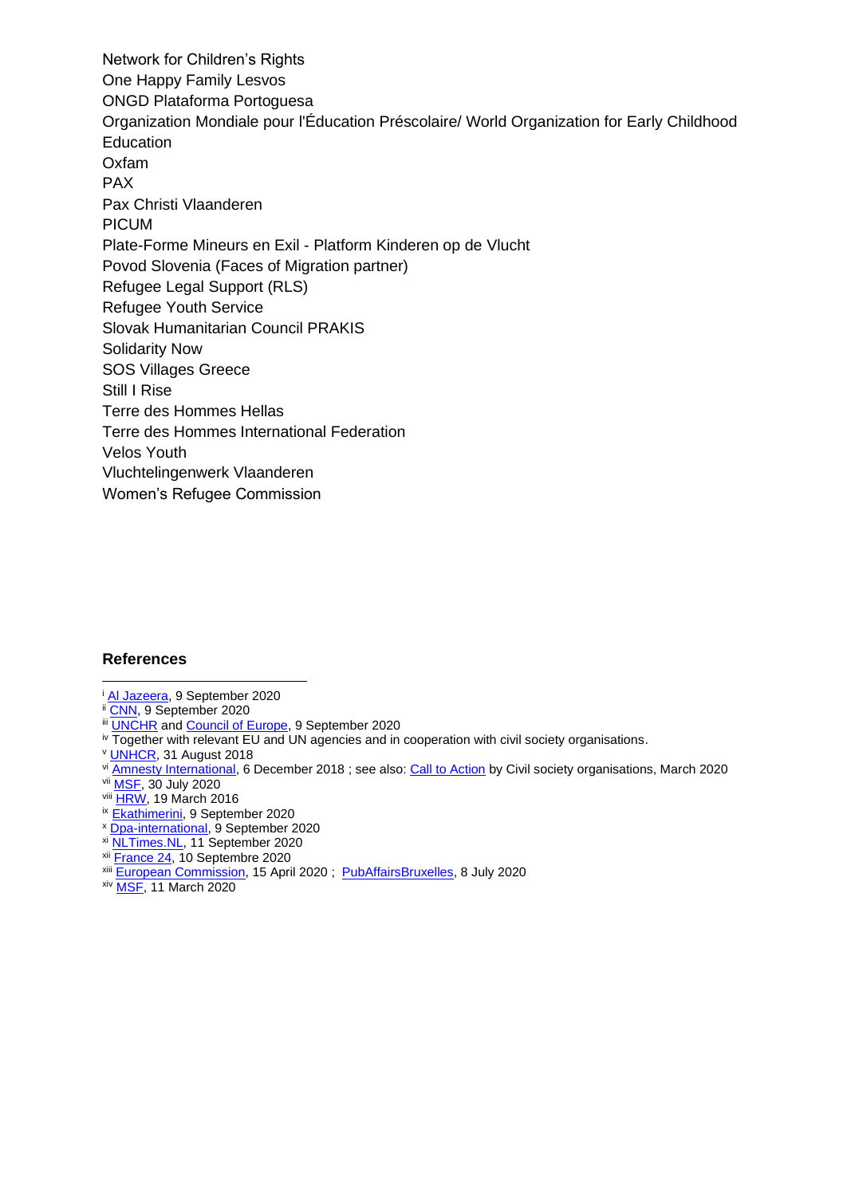Network for Children's Rights
One Happy Family Lesvos
ONGD Plataforma Portoguesa
Organization Mondiale pour l'Éducation Préscolaire/ World Organization for Early Childhood Education
Oxfam
PAX
Pax Christi Vlaanderen
PICUM
Plate-Forme Mineurs en Exil - Platform Kinderen op de Vlucht
Povod Slovenia (Faces of Migration partner)
Refugee Legal Support (RLS)
Refugee Youth Service
Slovak Humanitarian Council PRAKIS
Solidarity Now
SOS Villages Greece
Still I Rise
Terre des Hommes Hellas
Terre des Hommes International Federation
Velos Youth
Vluchtelingenwerk Vlaanderen
Women's Refugee Commission

**References**

[i] Al Jazeera, 9 September 2020
[ii] CNN, 9 September 2020
[iii] UNCHR and Council of Europe, 9 September 2020
[iv] Together with relevant EU and UN agencies and in cooperation with civil society organisations.
[v] UNHCR, 31 August 2018
[vi] Amnesty International, 6 December 2018 ; see also: Call to Action by Civil society organisations, March 2020
[vii] MSF, 30 July 2020
[viii] HRW, 19 March 2016
[ix] Ekathimerini, 9 September 2020
[x] Dpa-international, 9 September 2020
[xi] NLTimes.NL, 11 September 2020
[xii] France 24, 10 Septembre 2020
[xiii] European Commission, 15 April 2020 ; PubAffairsBruxelles, 8 July 2020
[xiv] MSF, 11 March 2020